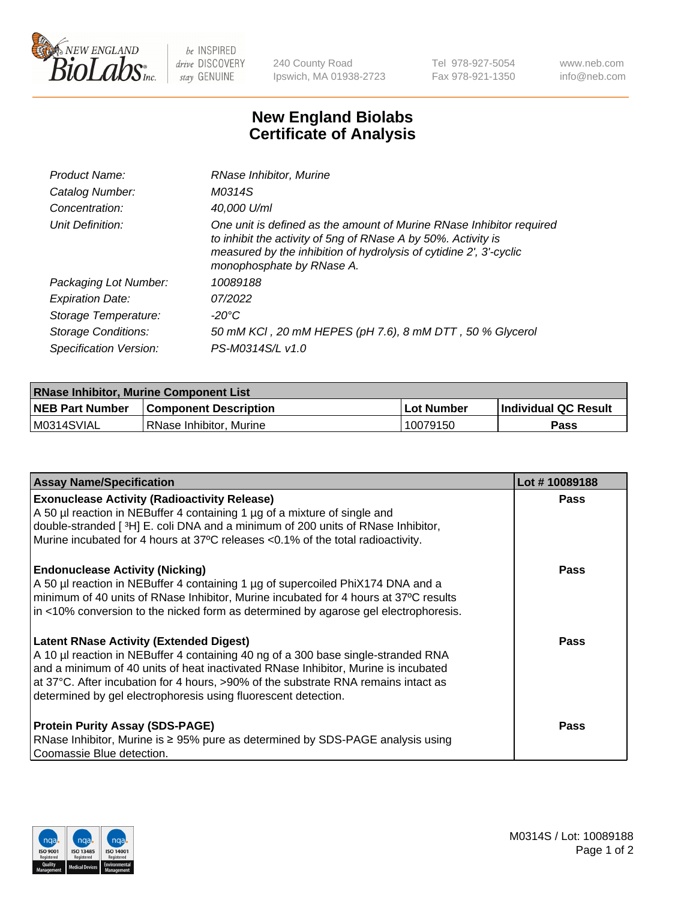# New England Biolabs
# Certificate of Analysis

| | |
|---|---|
| *Product Name:* | *RNase Inhibitor, Murine* |
| *Catalog Number:* | *M0314S* |
| *Concentration:* | *40,000 U/ml* |
| *Unit Definition:* | *One unit is defined as the amount of Murine RNase Inhibitor required to inhibit the activity of 5ng of RNase A by 50%. Activity is measured by the inhibition of hydrolysis of cytidine 2', 3'-cyclic monophosphate by RNase A.* |
| *Packaging Lot Number:* | *10089188* |
| *Expiration Date:* | *07/2022* |
| *Storage Temperature:* | *-20°C* |
| *Storage Conditions:* | *50 mM KCl , 20 mM HEPES (pH 7.6), 8 mM DTT , 50 % Glycerol* |
| *Specification Version:* | *PS-M0314S/L v1.0* |

| RNase Inhibitor, Murine Component List | | | |
|---|---|---|---|
| **NEB Part Number** | **Component Description** | **Lot Number** | **Individual QC Result** |
| M0314SVIAL | RNase Inhibitor, Murine | 10079150 | **Pass** |

| Assay Name/Specification | Lot # 10089188 |
|---|---|
| **Exonuclease Activity (Radioactivity Release)** A 50 µl reaction in NEBuffer 4 containing 1 µg of a mixture of single and double-stranded [ $^3$H] E. coli DNA and a minimum of 200 units of RNase Inhibitor, Murine incubated for 4 hours at 37ºC releases <0.1% of the total radioactivity. | **Pass** |
| **Endonuclease Activity (Nicking)** A 50 µl reaction in NEBuffer 4 containing 1 µg of supercoiled PhiX174 DNA and a minimum of 40 units of RNase Inhibitor, Murine incubated for 4 hours at 37ºC results in <10% conversion to the nicked form as determined by agarose gel electrophoresis. | **Pass** |
| **Latent RNase Activity (Extended Digest)** A 10 µl reaction in NEBuffer 4 containing 40 ng of a 300 base single-stranded RNA and a minimum of 40 units of heat inactivated RNase Inhibitor, Murine is incubated at 37°C. After incubation for 4 hours, >90% of the substrate RNA remains intact as determined by gel electrophoresis using fluorescent detection. | **Pass** |
| **Protein Purity Assay (SDS-PAGE)** RNase Inhibitor, Murine is ≥ 95% pure as determined by SDS-PAGE analysis using Coomassie Blue detection. | **Pass** |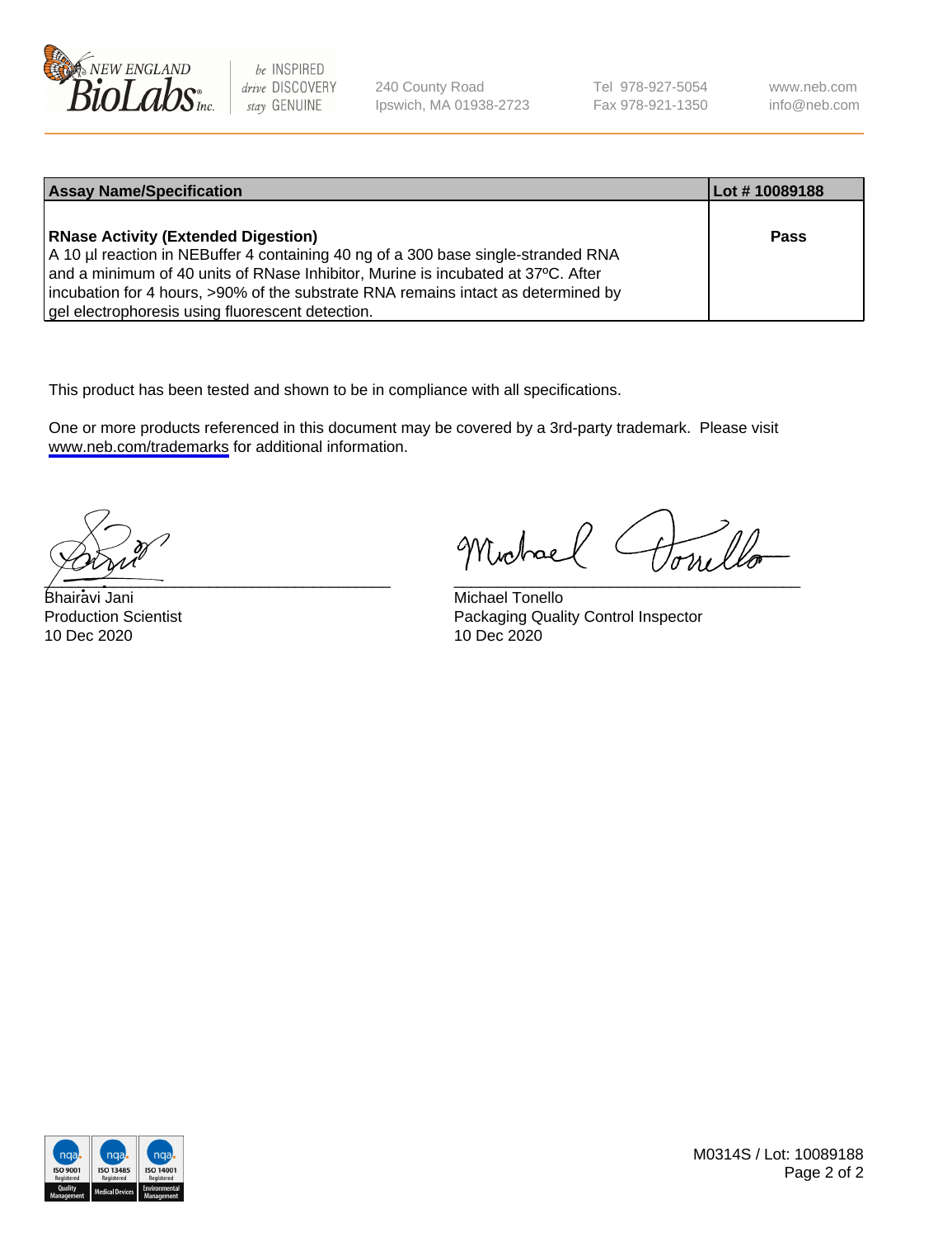| Assay Name/Specification | Lot # 10089188 |
|---|---|
| **RNase Activity (Extended Digestion)**<br>A 10 µl reaction in NEBuffer 4 containing 40 ng of a 300 base single-stranded RNA and a minimum of 40 units of RNase Inhibitor, Murine is incubated at 37ºC. After incubation for 4 hours, >90% of the substrate RNA remains intact as determined by gel electrophoresis using fluorescent detection. | **Pass** |

This product has been tested and shown to be in compliance with all specifications.

One or more products referenced in this document may be covered by a 3rd-party trademark. Please visit www.neb.com/trademarks for additional information.

Bhairavi Jani
Production Scientist
10 Dec 2020

Michael Tonello
Packaging Quality Control Inspector
10 Dec 2020

M0314S / Lot: 10089188